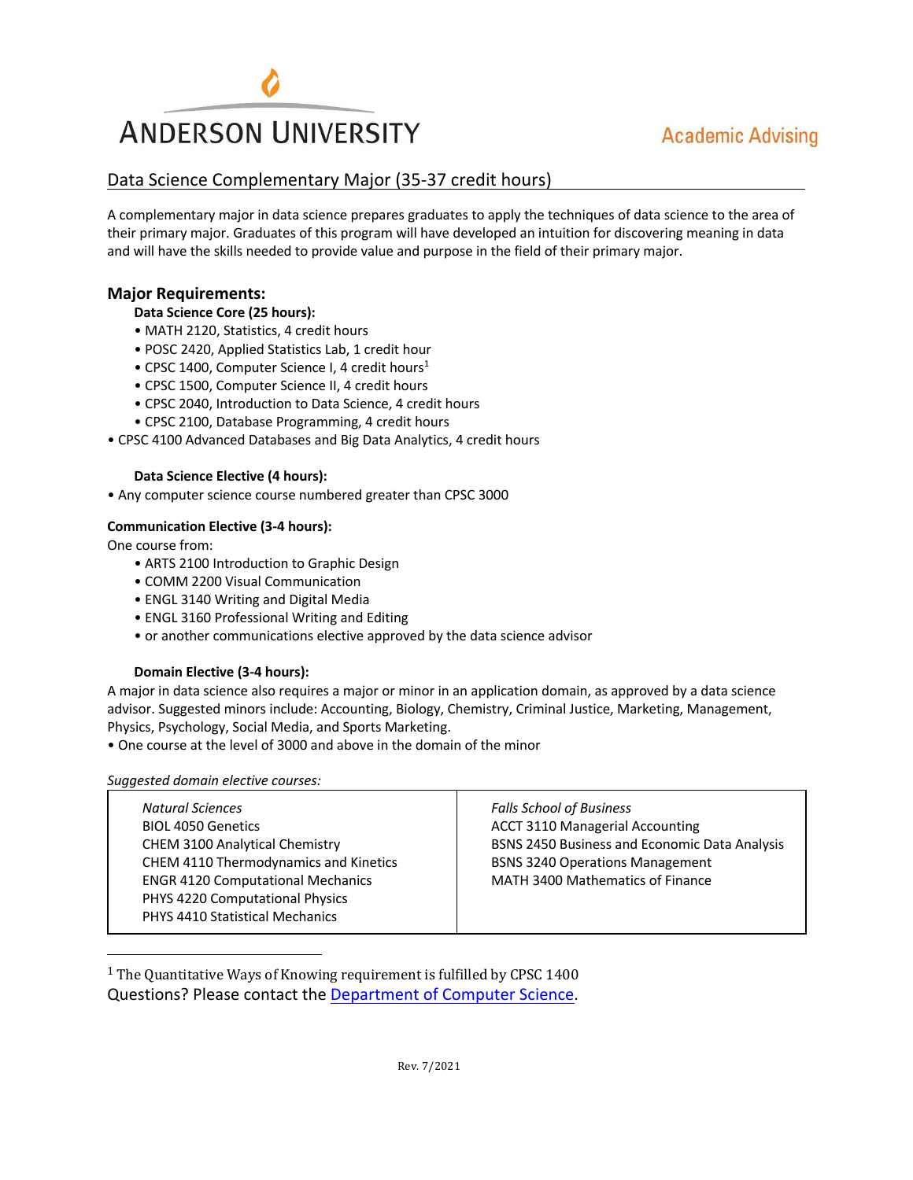# ANDERSON UNIVERSITY

Academic Advising

## Data Science Complementary Major (35-37 credit hours)

A complementary major in data science prepares graduates to apply the techniques of data science to the area of their primary major. Graduates of this program will have developed an intuition for discovering meaning in data and will have the skills needed to provide value and purpose in the field of their primary major.

### Major Requirements:

**Data Science Core (25 hours):**

- MATH 2120, Statistics, 4 credit hours
- POSC 2420, Applied Statistics Lab, 1 credit hour
- CPSC 1400, Computer Science I, 4 credit hours[1]
- CPSC 1500, Computer Science II, 4 credit hours
- CPSC 2040, Introduction to Data Science, 4 credit hours
- CPSC 2100, Database Programming, 4 credit hours
- CPSC 4100 Advanced Databases and Big Data Analytics, 4 credit hours

**Data Science Elective (4 hours):**

- Any computer science course numbered greater than CPSC 3000

**Communication Elective (3-4 hours):**

One course from:

- ARTS 2100 Introduction to Graphic Design
- COMM 2200 Visual Communication
- ENGL 3140 Writing and Digital Media
- ENGL 3160 Professional Writing and Editing
- or another communications elective approved by the data science advisor

**Domain Elective (3-4 hours):**

A major in data science also requires a major or minor in an application domain, as approved by a data science advisor. Suggested minors include: Accounting, Biology, Chemistry, Criminal Justice, Marketing, Management, Physics, Psychology, Social Media, and Sports Marketing.

- One course at the level of 3000 and above in the domain of the minor

*Suggested domain elective courses:*

| *Natural Sciences* | *Falls School of Business* |
|---|---|
| BIOL 4050 Genetics | ACCT 3110 Managerial Accounting |
| CHEM 3100 Analytical Chemistry | BSNS 2450 Business and Economic Data Analysis |
| CHEM 4110 Thermodynamics and Kinetics | BSNS 3240 Operations Management |
| ENGR 4120 Computational Mechanics | MATH 3400 Mathematics of Finance |
| PHYS 4220 Computational Physics | |
| PHYS 4410 Statistical Mechanics | |

[1] The Quantitative Ways of Knowing requirement is fulfilled by CPSC 1400

Questions? Please contact the [Department of Computer Science].

Rev. 7/2021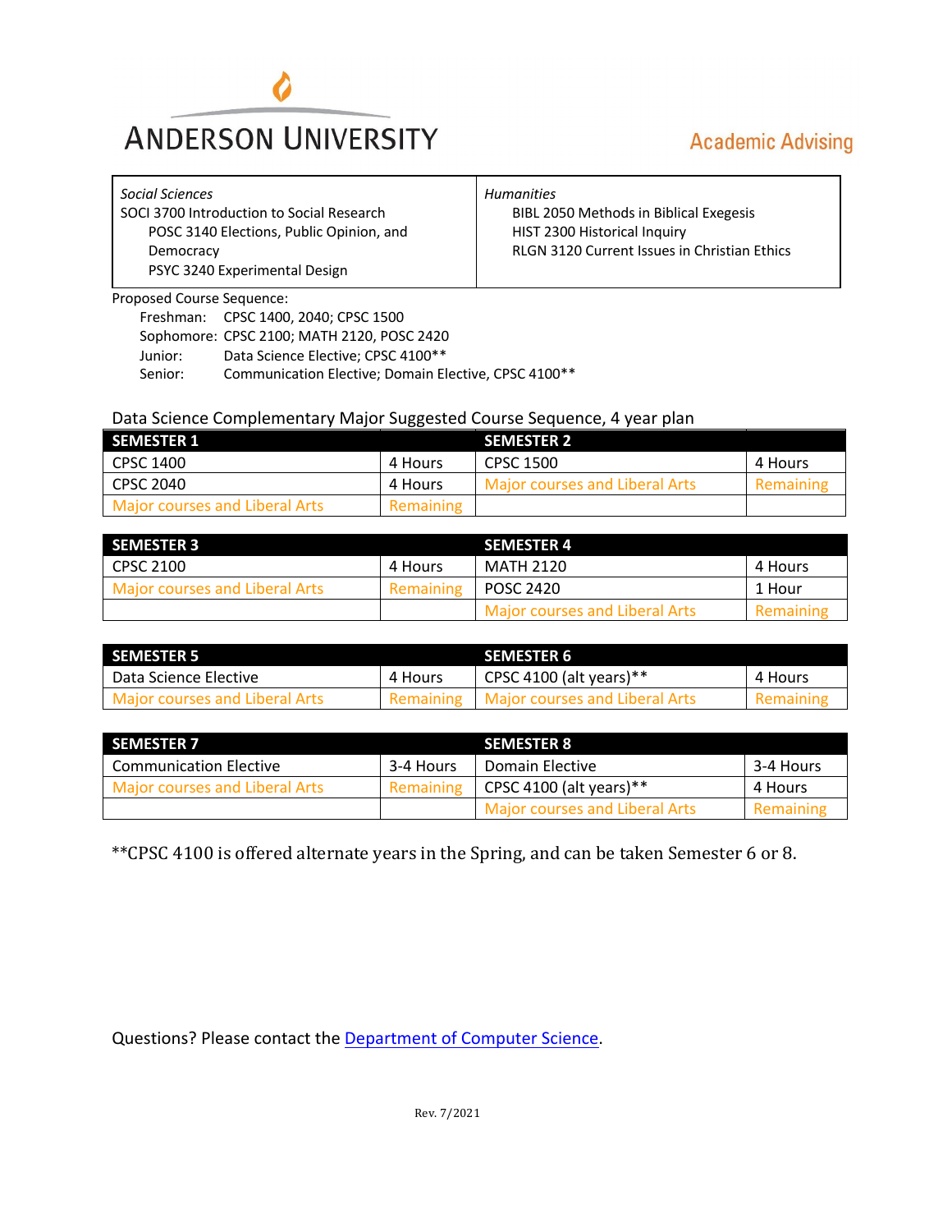# ANDERSON UNIVERSITY

Academic Advising

| *Social Sciences* | *Humanities* |
|---|---|
| SOCI 3700 Introduction to Social Research<br>POSC 3140 Elections, Public Opinion, and Democracy<br>PSYC 3240 Experimental Design | BIBL 2050 Methods in Biblical Exegesis<br>HIST 2300 Historical Inquiry<br>RLGN 3120 Current Issues in Christian Ethics |

Proposed Course Sequence:

- Freshman: CPSC 1400, 2040; CPSC 1500
- Sophomore: CPSC 2100; MATH 2120, POSC 2420
- Junior: Data Science Elective; CPSC 4100**
- Senior: Communication Elective; Domain Elective, CPSC 4100**

Data Science Complementary Major Suggested Course Sequence, 4 year plan

| **SEMESTER 1** | | **SEMESTER 2** | |
|---|---|---|---|
| CPSC 1400 | 4 Hours | CPSC 1500 | 4 Hours |
| CPSC 2040 | 4 Hours | Major courses and Liberal Arts | Remaining |
| Major courses and Liberal Arts | Remaining | | |

| **SEMESTER 3** | | **SEMESTER 4** | |
|---|---|---|---|
| CPSC 2100 | 4 Hours | MATH 2120 | 4 Hours |
| Major courses and Liberal Arts | Remaining | POSC 2420 | 1 Hour |
| | | Major courses and Liberal Arts | Remaining |

| **SEMESTER 5** | | **SEMESTER 6** | |
|---|---|---|---|
| Data Science Elective | 4 Hours | CPSC 4100 (alt years)** | 4 Hours |
| Major courses and Liberal Arts | Remaining | Major courses and Liberal Arts | Remaining |

| **SEMESTER 7** | | **SEMESTER 8** | |
|---|---|---|---|
| Communication Elective | 3-4 Hours | Domain Elective | 3-4 Hours |
| Major courses and Liberal Arts | Remaining | CPSC 4100 (alt years)** | 4 Hours |
| | | Major courses and Liberal Arts | Remaining |

**CPSC 4100 is offered alternate years in the Spring, and can be taken Semester 6 or 8.

Questions? Please contact the Department of Computer Science.

Rev. 7/2021